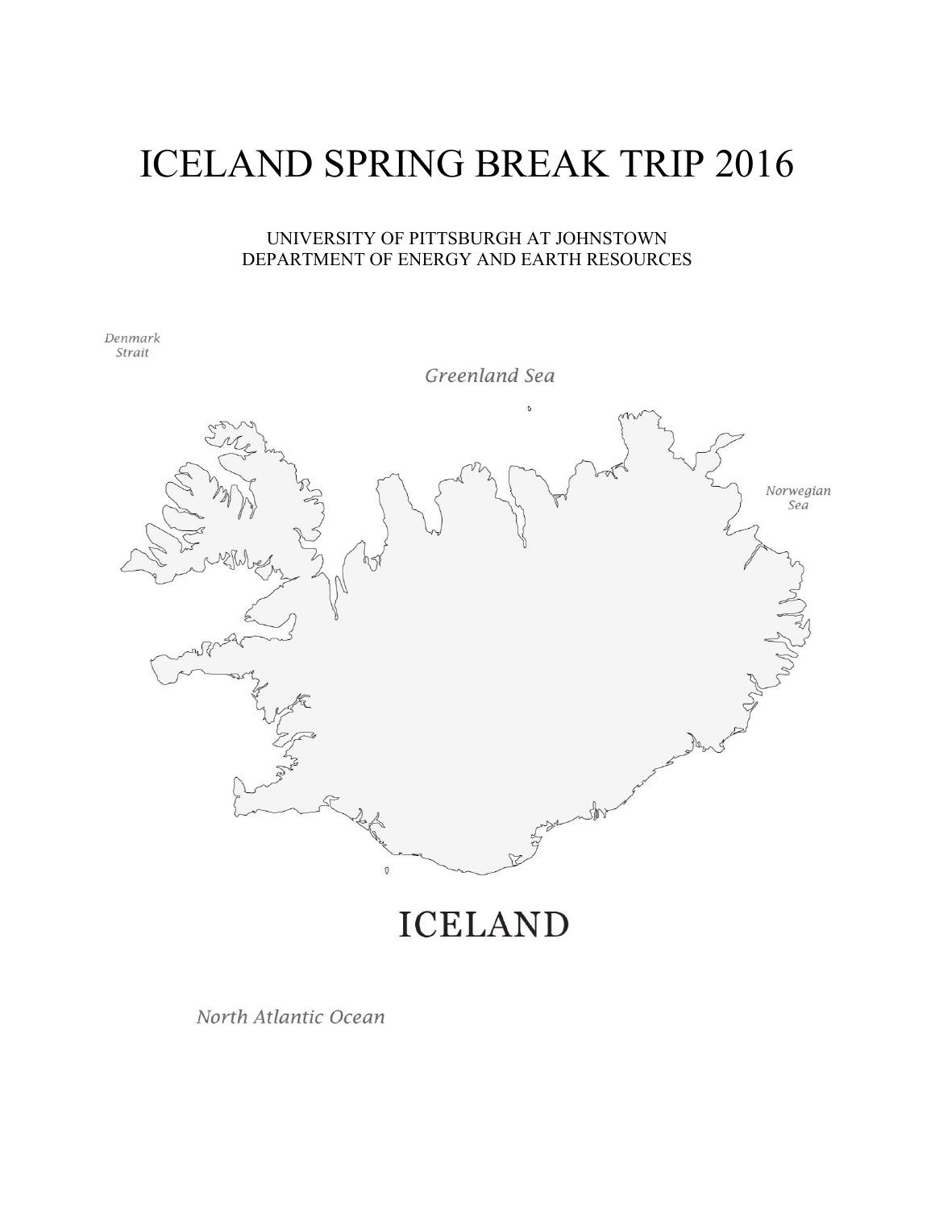# ICELAND SPRING BREAK TRIP 2016

UNIVERSITY OF PITTSBURGH AT JOHNSTOWN
DEPARTMENT OF ENERGY AND EARTH RESOURCES

Denmark Strait

Greenland Sea

Norwegian Sea

ICELAND

North Atlantic Ocean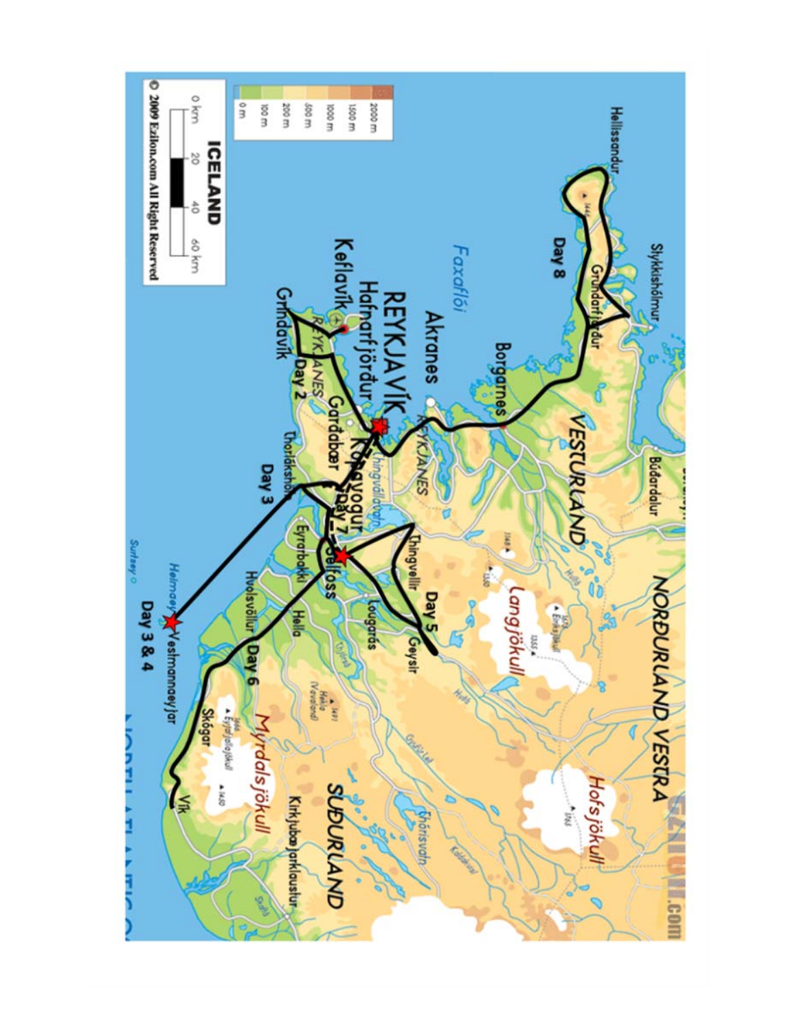**ICELAND**

0 km 20 40 60 km

© 2009 Ezilon.com All Right Reserved

2000 m
1500 m
1000 m
500 m
200 m
100 m
0 m

Hellissandur
Stykkishólmur
Day 8
Grundarfjörður
Búðardalur
Borgarnes
VESTURLAND
NORÐURLAND VESTRA
Faxaflói
Akranes
REYKJAVÍK
Hafnarfjörður
Keflavík
Grindavík
REYKJANES
Day 2
Garðabær
Kópavogur
Day 7
Thingvallavatn
Thingvellir
Thorlákshöfn
Day 3
Eyrarbakki
Selfoss
Laugarás
Geysir
Day 5
Langjökull
Hofsjökull
Hvolsvöllur
Hella
Day 6
Heimaey
Vestmannaeyjar
Day 3 & 4
Surtsey
Skógar
Mýrdalsjökull
Vík
Kirkjubæjarklaustur
SUÐURLAND
Thórisvatn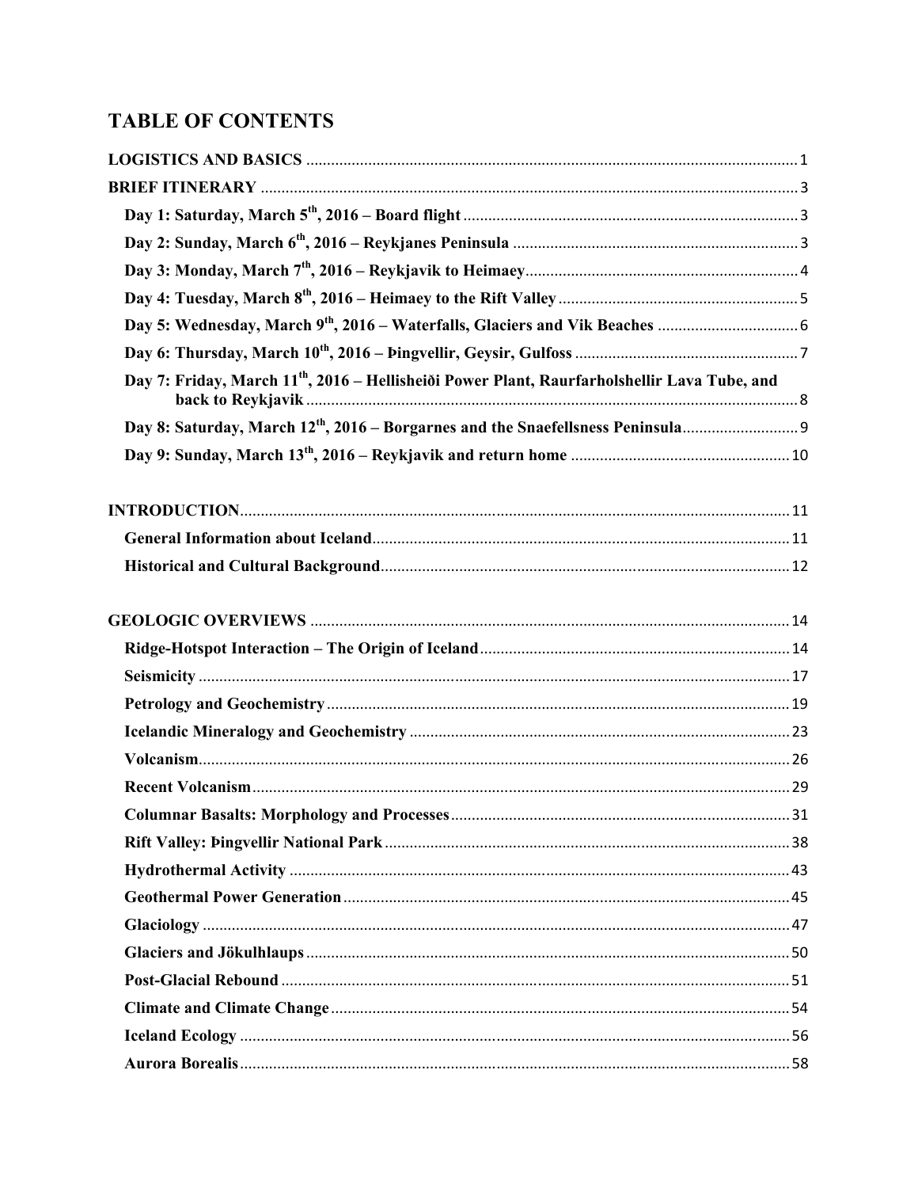# TABLE OF CONTENTS

**LOGISTICS AND BASICS** .......... 1

**BRIEF ITINERARY** .......... 3

- **Day 1: Saturday, March 5th, 2016 – Board flight** .......... 3
- **Day 2: Sunday, March 6th, 2016 – Reykjanes Peninsula** .......... 3
- **Day 3: Monday, March 7th, 2016 – Reykjavik to Heimaey** .......... 4
- **Day 4: Tuesday, March 8th, 2016 – Heimaey to the Rift Valley** .......... 5
- **Day 5: Wednesday, March 9th, 2016 – Waterfalls, Glaciers and Vik Beaches** .......... 6
- **Day 6: Thursday, March 10th, 2016 – Þingvellir, Geysir, Gulfoss** .......... 7
- **Day 7: Friday, March 11th, 2016 – Hellisheiði Power Plant, Raurfarholshellir Lava Tube, and back to Reykjavik** .......... 8
- **Day 8: Saturday, March 12th, 2016 – Borgarnes and the Snaefellsness Peninsula** .......... 9
- **Day 9: Sunday, March 13th, 2016 – Reykjavik and return home** .......... 10

**INTRODUCTION** .......... 11

- **General Information about Iceland** .......... 11
- **Historical and Cultural Background** .......... 12

**GEOLOGIC OVERVIEWS** .......... 14

- **Ridge-Hotspot Interaction – The Origin of Iceland** .......... 14
- **Seismicity** .......... 17
- **Petrology and Geochemistry** .......... 19
- **Icelandic Mineralogy and Geochemistry** .......... 23
- **Volcanism** .......... 26
- **Recent Volcanism** .......... 29
- **Columnar Basalts: Morphology and Processes** .......... 31
- **Rift Valley: Þingvellir National Park** .......... 38
- **Hydrothermal Activity** .......... 43
- **Geothermal Power Generation** .......... 45
- **Glaciology** .......... 47
- **Glaciers and Jökulhlaups** .......... 50
- **Post-Glacial Rebound** .......... 51
- **Climate and Climate Change** .......... 54
- **Iceland Ecology** .......... 56
- **Aurora Borealis** .......... 58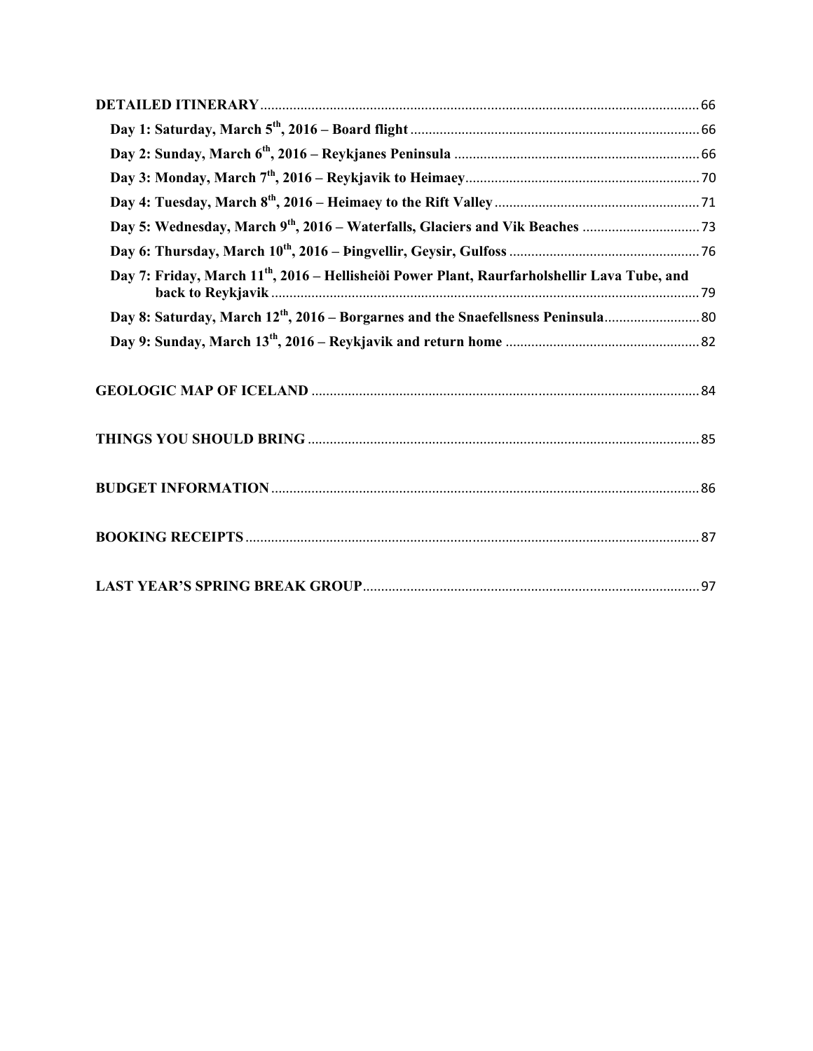**DETAILED ITINERARY** ........ 66

- **Day 1: Saturday, March 5th, 2016 – Board flight** ........ 66
- **Day 2: Sunday, March 6th, 2016 – Reykjanes Peninsula** ........ 66
- **Day 3: Monday, March 7th, 2016 – Reykjavik to Heimaey** ........ 70
- **Day 4: Tuesday, March 8th, 2016 – Heimaey to the Rift Valley** ........ 71
- **Day 5: Wednesday, March 9th, 2016 – Waterfalls, Glaciers and Vik Beaches** ........ 73
- **Day 6: Thursday, March 10th, 2016 – Þingvellir, Geysir, Gulfoss** ........ 76
- **Day 7: Friday, March 11th, 2016 – Hellisheiði Power Plant, Raurfarholshellir Lava Tube, and back to Reykjavik** ........ 79
- **Day 8: Saturday, March 12th, 2016 – Borgarnes and the Snaefellsness Peninsula** ........ 80
- **Day 9: Sunday, March 13th, 2016 – Reykjavik and return home** ........ 82

**GEOLOGIC MAP OF ICELAND** ........ 84

**THINGS YOU SHOULD BRING** ........ 85

**BUDGET INFORMATION** ........ 86

**BOOKING RECEIPTS** ........ 87

**LAST YEAR'S SPRING BREAK GROUP** ........ 97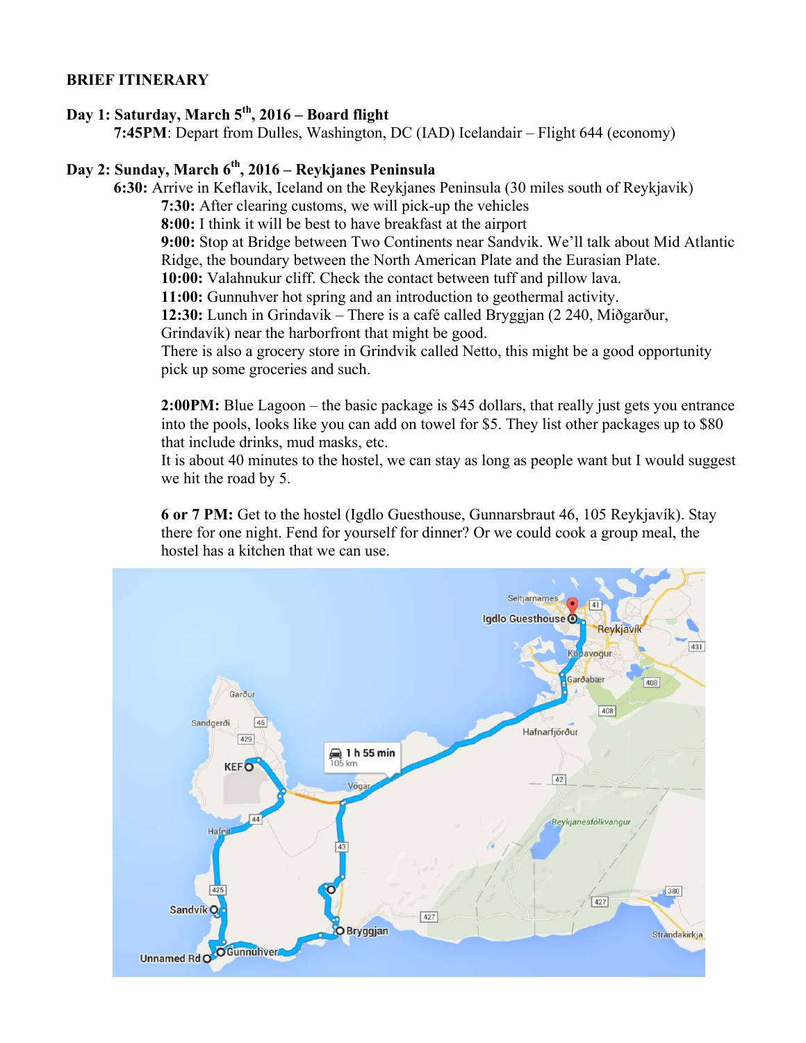**BRIEF ITINERARY**

**Day 1: Saturday, March 5th, 2016 – Board flight**

**7:45PM**: Depart from Dulles, Washington, DC (IAD) Icelandair – Flight 644 (economy)

**Day 2: Sunday, March 6th, 2016 – Reykjanes Peninsula**

**6:30:** Arrive in Keflavik, Iceland on the Reykjanes Peninsula (30 miles south of Reykjavik)

**7:30:** After clearing customs, we will pick-up the vehicles

**8:00:** I think it will be best to have breakfast at the airport

**9:00:** Stop at Bridge between Two Continents near Sandvik. We'll talk about Mid Atlantic Ridge, the boundary between the North American Plate and the Eurasian Plate.

**10:00:** Valahnukur cliff. Check the contact between tuff and pillow lava.

**11:00:** Gunnuhver hot spring and an introduction to geothermal activity.

**12:30:** Lunch in Grindavik – There is a café called Bryggjan (2 240, Miðgarður, Grindavík) near the harborfront that might be good.

There is also a grocery store in Grindvik called Netto, this might be a good opportunity pick up some groceries and such.

**2:00PM:** Blue Lagoon – the basic package is $45 dollars, that really just gets you entrance into the pools, looks like you can add on towel for $5. They list other packages up to $80 that include drinks, mud masks, etc.

It is about 40 minutes to the hostel, we can stay as long as people want but I would suggest we hit the road by 5.

**6 or 7 PM:** Get to the hostel (Igdlo Guesthouse, Gunnarsbraut 46, 105 Reykjavík). Stay there for one night. Fend for yourself for dinner? Or we could cook a group meal, the hostel has a kitchen that we can use.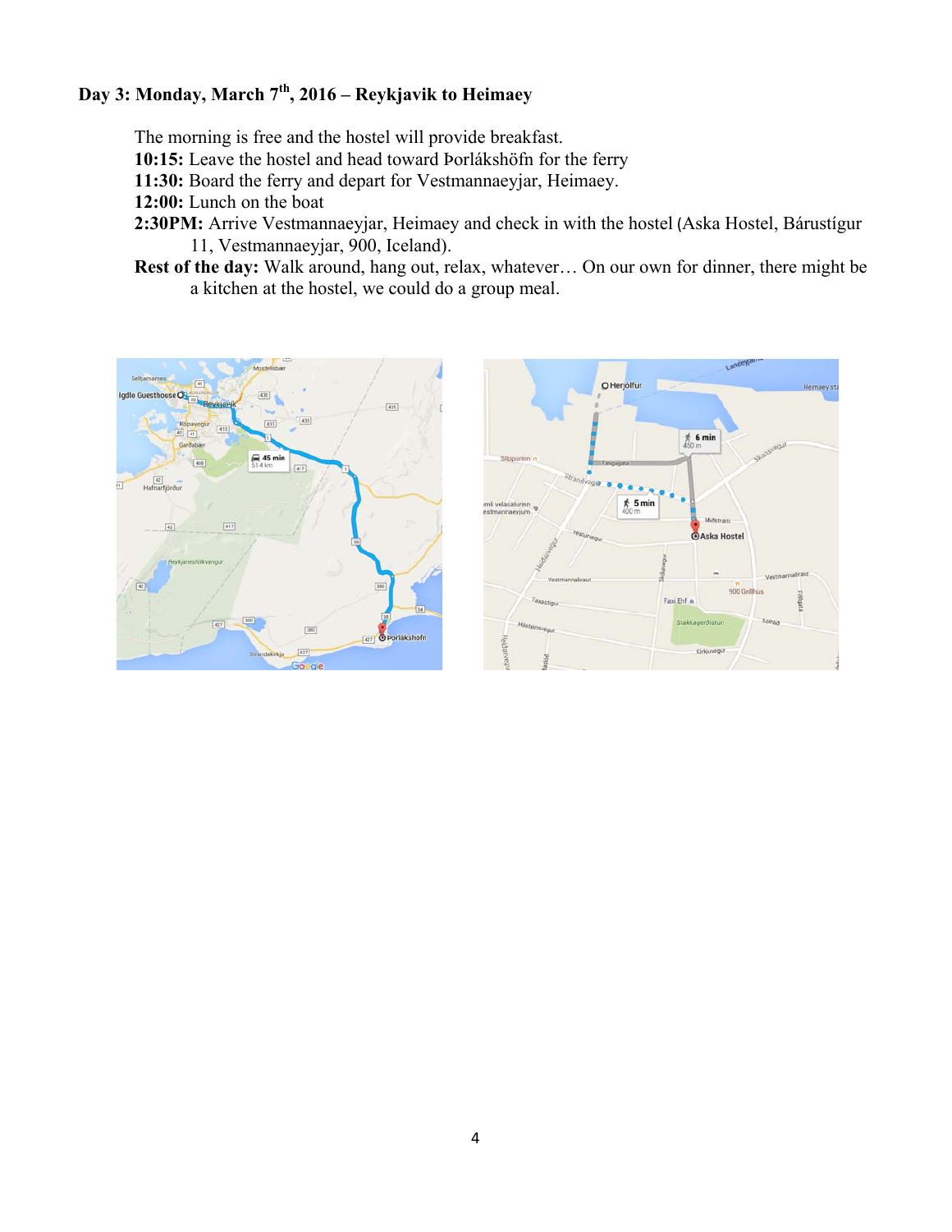**Day 3: Monday, March 7th, 2016 – Reykjavik to Heimaey**

The morning is free and the hostel will provide breakfast.
**10:15:** Leave the hostel and head toward Þorlákshöfn for the ferry
**11:30:** Board the ferry and depart for Vestmannaeyjar, Heimaey.
**12:00:** Lunch on the boat
**2:30PM:** Arrive Vestmannaeyjar, Heimaey and check in with the hostel (Aska Hostel, Bárustígur 11, Vestmannaeyjar, 900, Iceland).
**Rest of the day:** Walk around, hang out, relax, whatever… On our own for dinner, there might be a kitchen at the hostel, we could do a group meal.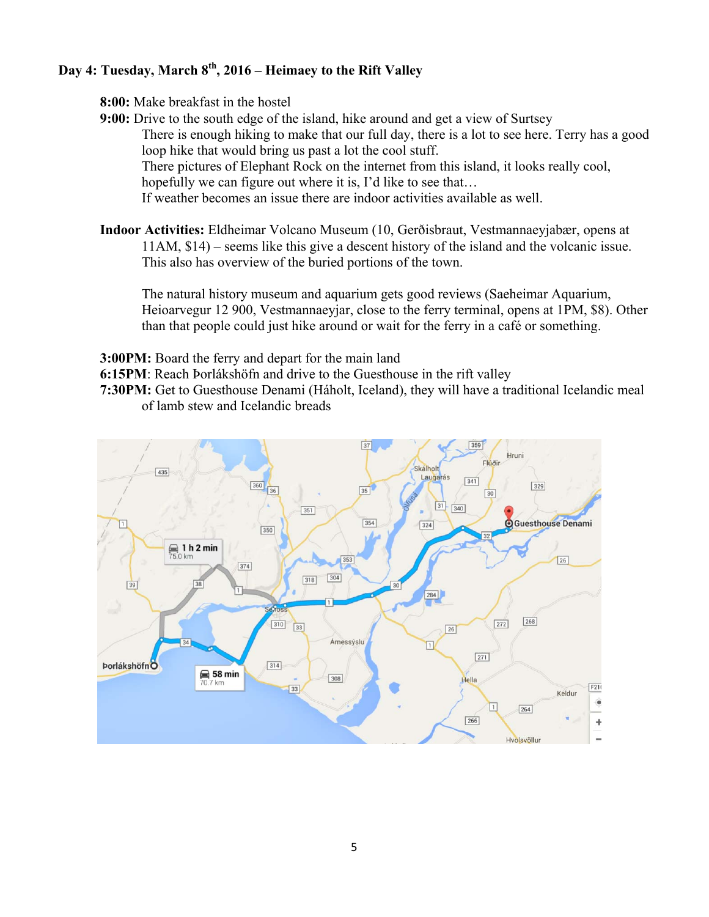**Day 4: Tuesday, March 8th, 2016 – Heimaey to the Rift Valley**

**8:00:** Make breakfast in the hostel

**9:00:** Drive to the south edge of the island, hike around and get a view of Surtsey

There is enough hiking to make that our full day, there is a lot to see here. Terry has a good loop hike that would bring us past a lot the cool stuff.

There pictures of Elephant Rock on the internet from this island, it looks really cool, hopefully we can figure out where it is, I'd like to see that…

If weather becomes an issue there are indoor activities available as well.

**Indoor Activities:** Eldheimar Volcano Museum (10, Gerðisbraut, Vestmannaeyjabær, opens at 11AM, $14) – seems like this give a descent history of the island and the volcanic issue. This also has overview of the buried portions of the town.

The natural history museum and aquarium gets good reviews (Saeheimar Aquarium, Heioarvegur 12 900, Vestmannaeyjar, close to the ferry terminal, opens at 1PM, $8). Other than that people could just hike around or wait for the ferry in a café or something.

**3:00PM:** Board the ferry and depart for the main land

**6:15PM**: Reach Þorlákshöfn and drive to the Guesthouse in the rift valley

**7:30PM:** Get to Guesthouse Denami (Háholt, Iceland), they will have a traditional Icelandic meal of lamb stew and Icelandic breads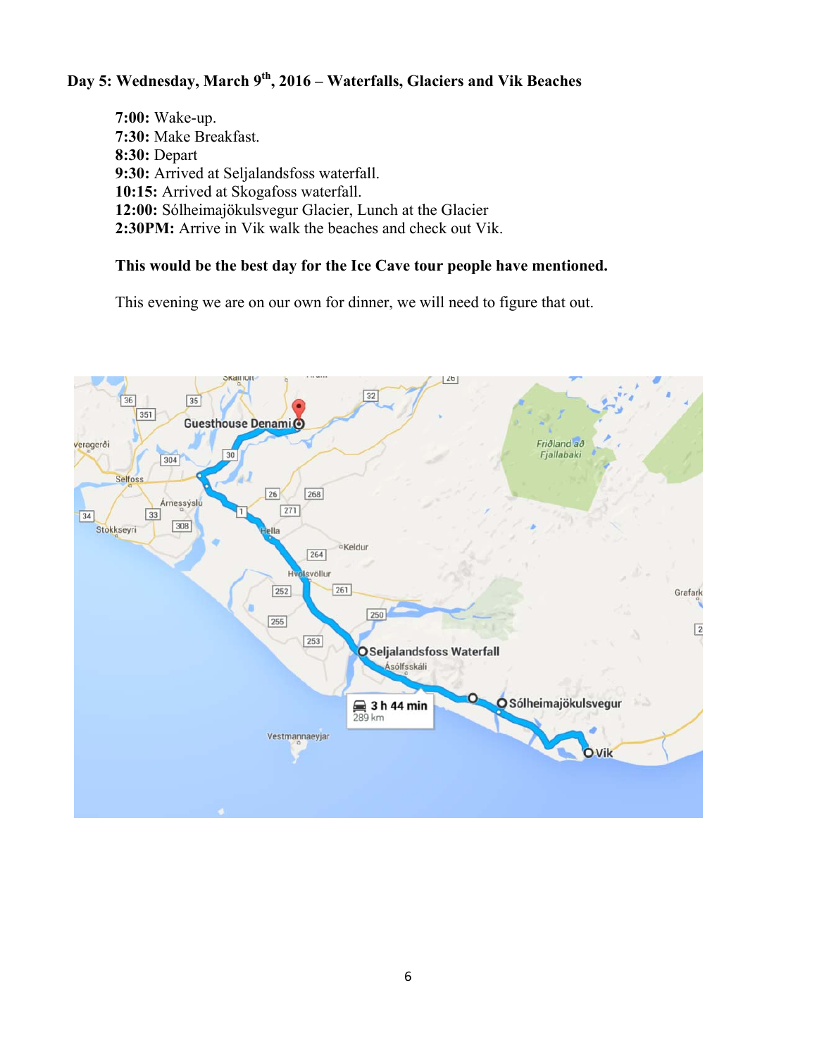**Day 5: Wednesday, March 9th, 2016 – Waterfalls, Glaciers and Vik Beaches**

**7:00:** Wake-up.
**7:30:** Make Breakfast.
**8:30:** Depart
**9:30:** Arrived at Seljalandsfoss waterfall.
**10:15:** Arrived at Skogafoss waterfall.
**12:00:** Sólheimajökulsvegur Glacier, Lunch at the Glacier
**2:30PM:** Arrive in Vik walk the beaches and check out Vik.

**This would be the best day for the Ice Cave tour people have mentioned.**

This evening we are on our own for dinner, we will need to figure that out.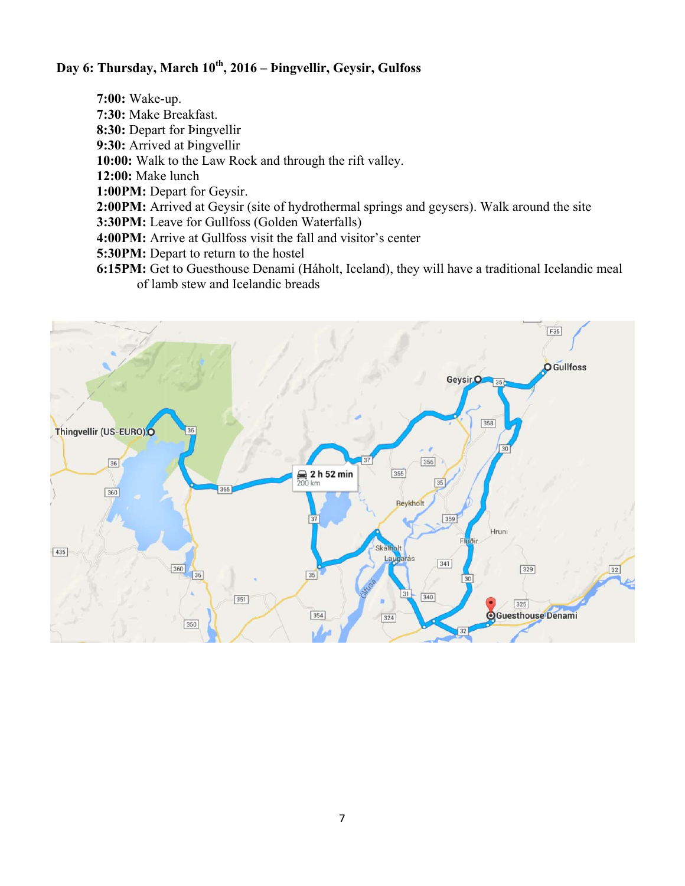**Day 6: Thursday, March 10th, 2016 – Þingvellir, Geysir, Gulfoss**

**7:00:** Wake-up.
**7:30:** Make Breakfast.
**8:30:** Depart for Þingvellir
**9:30:** Arrived at Þingvellir
**10:00:** Walk to the Law Rock and through the rift valley.
**12:00:** Make lunch
**1:00PM:** Depart for Geysir.
**2:00PM:** Arrived at Geysir (site of hydrothermal springs and geysers). Walk around the site
**3:30PM:** Leave for Gullfoss (Golden Waterfalls)
**4:00PM:** Arrive at Gullfoss visit the fall and visitor's center
**5:30PM:** Depart to return to the hostel
**6:15PM:** Get to Guesthouse Denami (Háholt, Iceland), they will have a traditional Icelandic meal of lamb stew and Icelandic breads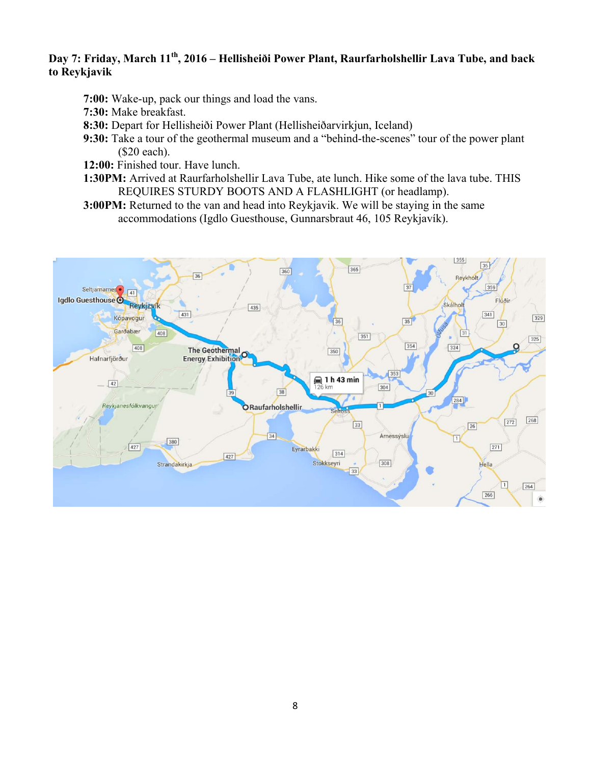**Day 7: Friday, March 11th, 2016 – Hellisheiði Power Plant, Raurfarholshellir Lava Tube, and back to Reykjavik**

**7:00:** Wake-up, pack our things and load the vans.
**7:30:** Make breakfast.
**8:30:** Depart for Hellisheiði Power Plant (Hellisheiðarvirkjun, Iceland)
**9:30:** Take a tour of the geothermal museum and a "behind-the-scenes" tour of the power plant ($20 each).
**12:00:** Finished tour. Have lunch.
**1:30PM:** Arrived at Raurfarholshellir Lava Tube, ate lunch. Hike some of the lava tube. THIS REQUIRES STURDY BOOTS AND A FLASHLIGHT (or headlamp).
**3:00PM:** Returned to the van and head into Reykjavik. We will be staying in the same accommodations (Igdlo Guesthouse, Gunnarsbraut 46, 105 Reykjavík).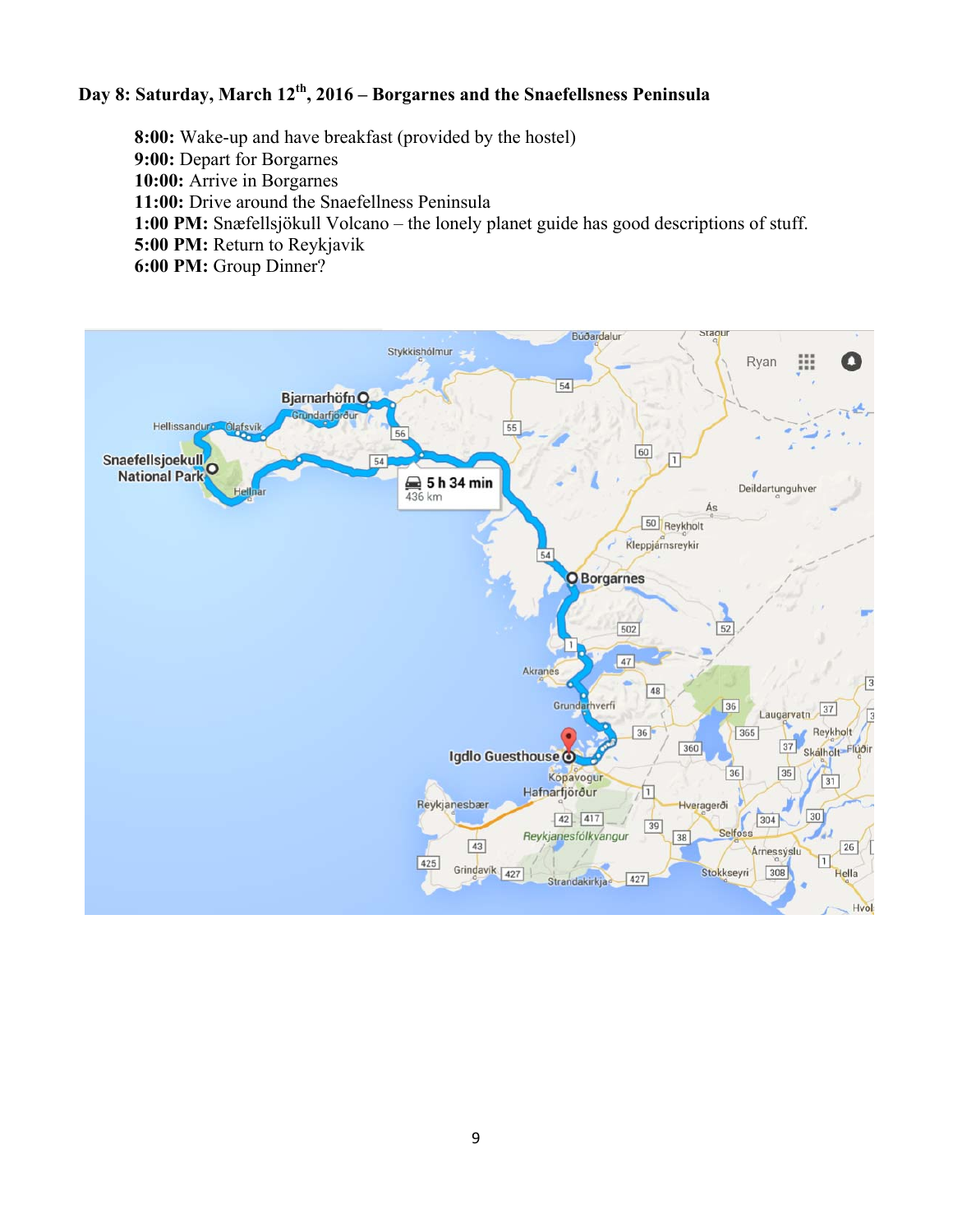**Day 8: Saturday, March 12th, 2016 – Borgarnes and the Snaefellsness Peninsula**

**8:00:** Wake-up and have breakfast (provided by the hostel)
**9:00:** Depart for Borgarnes
**10:00:** Arrive in Borgarnes
**11:00:** Drive around the Snaefellness Peninsula
**1:00 PM:** Snæfellsjökull Volcano – the lonely planet guide has good descriptions of stuff.
**5:00 PM:** Return to Reykjavik
**6:00 PM:** Group Dinner?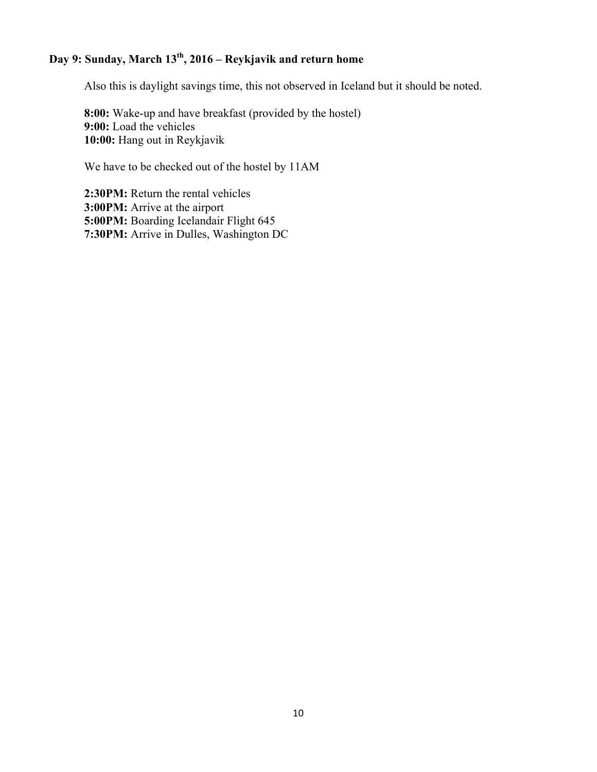## Day 9: Sunday, March 13th, 2016 – Reykjavik and return home

Also this is daylight savings time, this not observed in Iceland but it should be noted.

**8:00:** Wake-up and have breakfast (provided by the hostel)
**9:00:** Load the vehicles
**10:00:** Hang out in Reykjavik

We have to be checked out of the hostel by 11AM

**2:30PM:** Return the rental vehicles
**3:00PM:** Arrive at the airport
**5:00PM:** Boarding Icelandair Flight 645
**7:30PM:** Arrive in Dulles, Washington DC